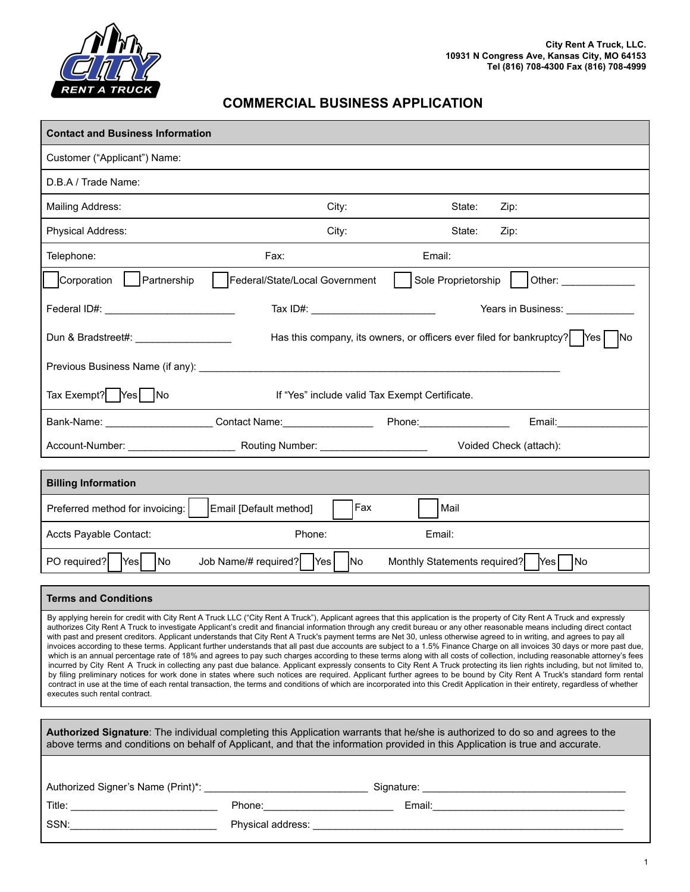City Rent A Truck, LLC.
10931 N Congress Ave, Kansas City, MO 64153
Tel (816) 708-4300 Fax (816) 708-4999

# COMMERCIAL BUSINESS APPLICATION

## Contact and Business Information

Customer ("Applicant") Name:

D.B.A / Trade Name:

Mailing Address: City: State: Zip:

Physical Address: City: State: Zip:

Telephone: Fax: Email:

☐ Corporation ☐ Partnership ☐ Federal/State/Local Government ☐ Sole Proprietorship ☐ Other: _____________

Federal ID#: ______________________ Tax ID#: _____________________ Years in Business: ____________

Dun & Bradstreet#: ________________ Has this company, its owners, or officers ever filed for bankruptcy? ☐ Yes ☐ No

Previous Business Name (if any): ______________________________________________________________

Tax Exempt? ☐ Yes ☐ No If "Yes" include valid Tax Exempt Certificate.

Bank-Name: __________________ Contact Name:________________ Phone:________________ Email:________________

Account-Number: __________________ Routing Number: __________________ Voided Check (attach):

## Billing Information

Preferred method for invoicing: ☐ Email [Default method] ☐ Fax ☐ Mail

Accts Payable Contact: Phone: Email:

PO required? ☐ Yes ☐ No Job Name/# required? ☐ Yes ☐ No Monthly Statements required? ☐ Yes ☐ No

## Terms and Conditions

By applying herein for credit with City Rent A Truck LLC ("City Rent A Truck"), Applicant agrees that this application is the property of City Rent A Truck and expressly authorizes City Rent A Truck to investigate Applicant's credit and financial information through any credit bureau or any other reasonable means including direct contact with past and present creditors. Applicant understands that City Rent A Truck's payment terms are Net 30, unless otherwise agreed to in writing, and agrees to pay all invoices according to these terms. Applicant further understands that all past due accounts are subject to a 1.5% Finance Charge on all invoices 30 days or more past due, which is an annual percentage rate of 18% and agrees to pay such charges according to these terms along with all costs of collection, including reasonable attorney's fees incurred by City Rent A Truck in collecting any past due balance. Applicant expressly consents to City Rent A Truck protecting its lien rights including, but not limited to, by filing preliminary notices for work done in states where such notices are required. Applicant further agrees to be bound by City Rent A Truck's standard form rental contract in use at the time of each rental transaction, the terms and conditions of which are incorporated into this Credit Application in their entirety, regardless of whether executes such rental contract.

**Authorized Signature**: The individual completing this Application warrants that he/she is authorized to do so and agrees to the above terms and conditions on behalf of Applicant, and that the information provided in this Application is true and accurate.

Authorized Signer's Name (Print)*: ____________________________ Signature: ____________________________________

Title: __________________________ Phone:_______________________ Email:__________________________________

SSN:__________________________ Physical address: _______________________________________________________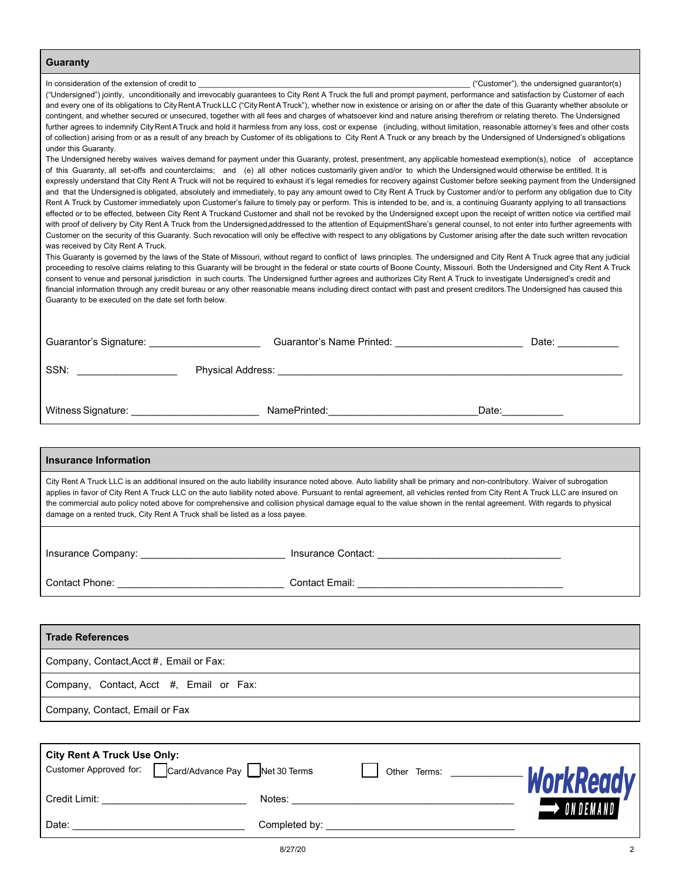## Guaranty

In consideration of the extension of credit to ________________________________________________________________ ("Customer"), the undersigned guarantor(s) ("Undersigned") jointly, unconditionally and irrevocably guarantees to City Rent A Truck the full and prompt payment, performance and satisfaction by Customer of each and every one of its obligations to City Rent A Truck LLC ("City Rent A Truck"), whether now in existence or arising on or after the date of this Guaranty whether absolute or contingent, and whether secured or unsecured, together with all fees and charges of whatsoever kind and nature arising therefrom or relating thereto. The Undersigned further agrees to indemnify City Rent A Truck and hold it harmless from any loss, cost or expense (including, without limitation, reasonable attorney's fees and other costs of collection) arising from or as a result of any breach by Customer of its obligations to City Rent A Truck or any breach by the Undersigned of Undersigned's obligations under this Guaranty.

The Undersigned hereby waives waives demand for payment under this Guaranty, protest, presentment, any applicable homestead exemption(s), notice of acceptance of this Guaranty, all set-offs and counterclaims; and (e) all other notices customarily given and/or to which the Undersigned would otherwise be entitled. It is expressly understand that City Rent A Truck will not be required to exhaust it's legal remedies for recovery against Customer before seeking payment from the Undersigned and that the Undersigned is obligated, absolutely and immediately, to pay any amount owed to City Rent A Truck by Customer and/or to perform any obligation due to City Rent A Truck by Customer immediately upon Customer's failure to timely pay or perform. This is intended to be, and is, a continuing Guaranty applying to all transactions effected or to be effected, between City Rent A Truckand Customer and shall not be revoked by the Undersigned except upon the receipt of written notice via certified mail with proof of delivery by City Rent A Truck from the Undersigned,addressed to the attention of EquipmentShare's general counsel, to not enter into further agreements with Customer on the security of this Guaranty. Such revocation will only be effective with respect to any obligations by Customer arising after the date such written revocation was received by City Rent A Truck.

This Guaranty is governed by the laws of the State of Missouri, without regard to conflict of laws principles. The undersigned and City Rent A Truck agree that any judicial proceeding to resolve claims relating to this Guaranty will be brought in the federal or state courts of Boone County, Missouri. Both the Undersigned and City Rent A Truck consent to venue and personal jurisdiction in such courts. The Undersigned further agrees and authorizes City Rent A Truck to investigate Undersigned's credit and financial information through any credit bureau or any other reasonable means including direct contact with past and present creditors.The Undersigned has caused this Guaranty to be executed on the date set forth below.

Guarantor's Signature: ____________________ Guarantor's Name Printed: _______________________ Date: ___________

SSN: __________________ Physical Address: ______________________________________________________________

Witness Signature: _______________________ NamePrinted:___________________________Date:___________

## Insurance Information

City Rent A Truck LLC is an additional insured on the auto liability insurance noted above. Auto liability shall be primary and non-contributory. Waiver of subrogation applies in favor of City Rent A Truck LLC on the auto liability noted above. Pursuant to rental agreement, all vehicles rented from City Rent A Truck LLC are insured on the commercial auto policy noted above for comprehensive and collision physical damage equal to the value shown in the rental agreement. With regards to physical damage on a rented truck, City Rent A Truck shall be listed as a loss payee.

Insurance Company: __________________________ Insurance Contact: _________________________________

Contact Phone: ______________________________ Contact Email: _____________________________________

## Trade References

Company, Contact,Acct #, Email or Fax:

Company, Contact, Acct #, Email or Fax:

Company, Contact, Email or Fax

## City Rent A Truck Use Only:

Customer Approved for: ☐ Card/Advance Pay ☐ Net 30 Terms ☐ Other Terms: _____________

Credit Limit: _________________________ Notes: ________________________________________

Date: _______________________________ Completed by: ___________________________________

WorkReady ON DEMAND

8/27/20